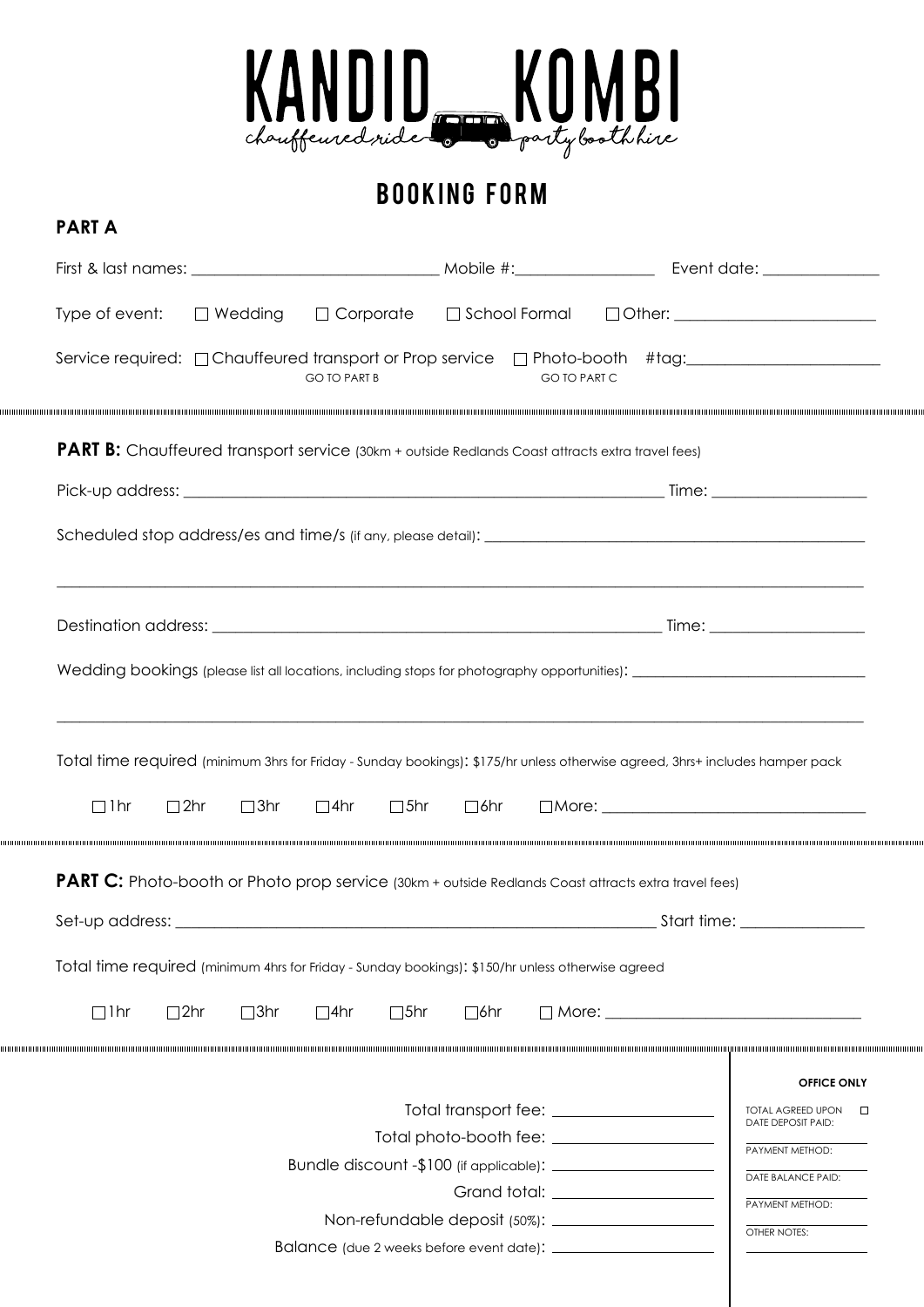# KANDID KOMBI

chauffeured ride · party booth hire

## BOOKING FORM

### PART A

First & last names: ______________________________ Mobile #: __________________ Event date: _______________

Type of event: ☐ Wedding ☐ Corporate ☐ School Formal ☐ Other: __________________________

Service required: ☐ Chauffeured transport or Prop service (GO TO PART B) ☐ Photo-booth (GO TO PART C) #tag: _________________________

---

### PART B: Chauffeured transport service (30km + outside Redlands Coast attracts extra travel fees)

Pick-up address: _______________________________________________________________ Time: ____________________

Scheduled stop address/es and time/s (if any, please detail): _______________________________________________

_____________________________________________________________________________________________

Destination address: ____________________________________________________________ Time: ____________________

Wedding bookings (please list all locations, including stops for photography opportunities): _______________________________

_____________________________________________________________________________________________

Total time required (minimum 3hrs for Friday - Sunday bookings): $175/hr unless otherwise agreed, 3hrs+ includes hamper pack

☐ 1hr ☐ 2hr ☐ 3hr ☐ 4hr ☐ 5hr ☐ 6hr ☐ More: ___________________________________

---

### PART C: Photo-booth or Photo prop service (30km + outside Redlands Coast attracts extra travel fees)

Set-up address: ________________________________________________________________ Start time: ________________

Total time required (minimum 4hrs for Friday - Sunday bookings): $150/hr unless otherwise agreed

☐ 1hr ☐ 2hr ☐ 3hr ☐ 4hr ☐ 5hr ☐ 6hr ☐ More: ___________________________________

---

Total transport fee: ____________________

Total photo-booth fee: ____________________

Bundle discount -$100 (if applicable): ____________________

Grand total: ____________________

Non-refundable deposit (50%): ____________________

Balance (due 2 weeks before event date): ____________________

**OFFICE ONLY**

TOTAL AGREED UPON ☐

DATE DEPOSIT PAID: ____________

PAYMENT METHOD: ____________

DATE BALANCE PAID: ____________

PAYMENT METHOD: ____________

OTHER NOTES: ____________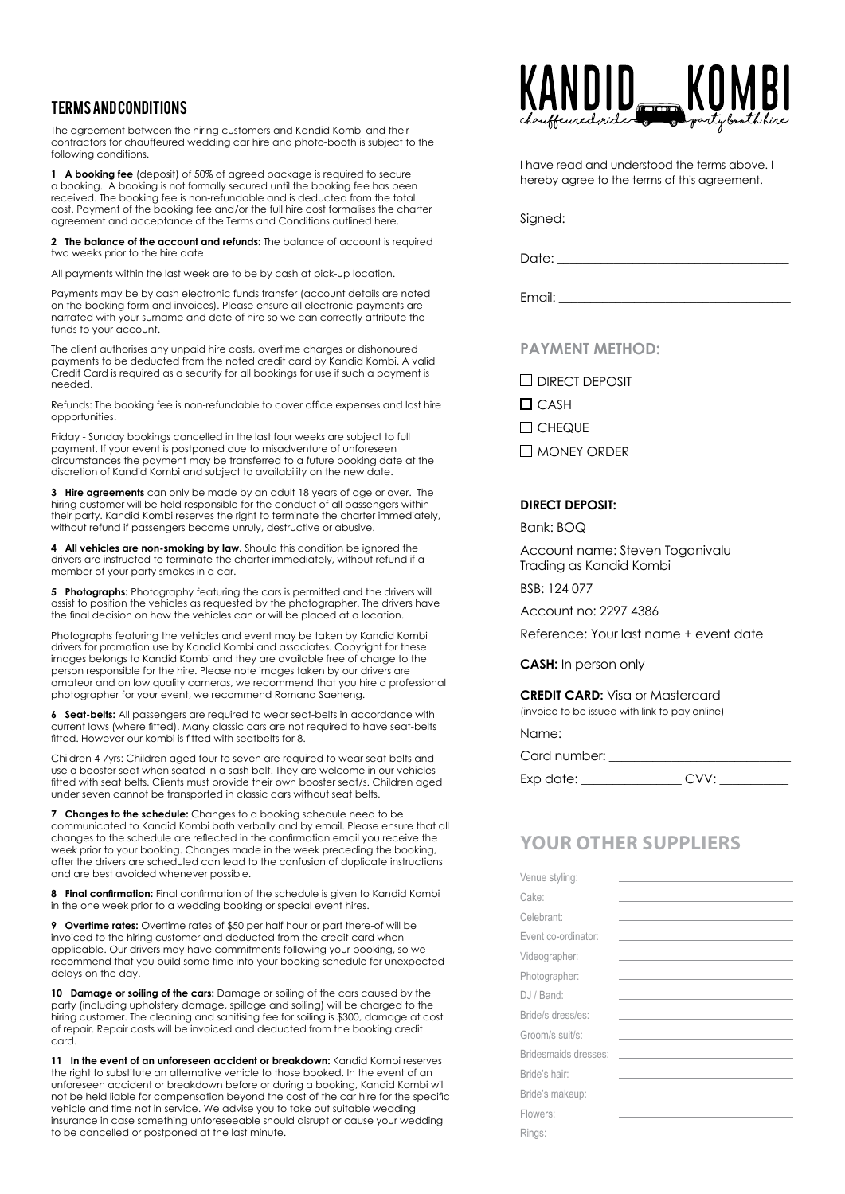## TERMS AND CONDITIONS

The agreement between the hiring customers and Kandid Kombi and their contractors for chauffeured wedding car hire and photo-booth is subject to the following conditions.

**1 A booking fee** (deposit) of 50% of agreed package is required to secure a booking. A booking is not formally secured until the booking fee has been received. The booking fee is non-refundable and is deducted from the total cost. Payment of the booking fee and/or the full hire cost formalises the charter agreement and acceptance of the Terms and Conditions outlined here.

**2 The balance of the account and refunds:** The balance of account is required two weeks prior to the hire date

All payments within the last week are to be by cash at pick-up location.

Payments may be by cash electronic funds transfer (account details are noted on the booking form and invoices). Please ensure all electronic payments are narrated with your surname and date of hire so we can correctly attribute the funds to your account.

The client authorises any unpaid hire costs, overtime charges or dishonoured payments to be deducted from the noted credit card by Kandid Kombi. A valid Credit Card is required as a security for all bookings for use if such a payment is needed.

Refunds: The booking fee is non-refundable to cover office expenses and lost hire opportunities.

Friday - Sunday bookings cancelled in the last four weeks are subject to full payment. If your event is postponed due to misadventure of unforeseen circumstances the payment may be transferred to a future booking date at the discretion of Kandid Kombi and subject to availability on the new date.

**3 Hire agreements** can only be made by an adult 18 years of age or over. The hiring customer will be held responsible for the conduct of all passengers within their party. Kandid Kombi reserves the right to terminate the charter immediately, without refund if passengers become unruly, destructive or abusive.

**4 All vehicles are non-smoking by law.** Should this condition be ignored the drivers are instructed to terminate the charter immediately, without refund if a member of your party smokes in a car.

**5 Photographs:** Photography featuring the cars is permitted and the drivers will assist to position the vehicles as requested by the photographer. The drivers have the final decision on how the vehicles can or will be placed at a location.

Photographs featuring the vehicles and event may be taken by Kandid Kombi drivers for promotion use by Kandid Kombi and associates. Copyright for these images belongs to Kandid Kombi and they are available free of charge to the person responsible for the hire. Please note images taken by our drivers are amateur and on low quality cameras, we recommend that you hire a professional photographer for your event, we recommend Romana Saeheng.

**6 Seat-belts:** All passengers are required to wear seat-belts in accordance with current laws (where fitted). Many classic cars are not required to have seat-belts fitted. However our kombi is fitted with seatbelts for 8.

Children 4-7yrs: Children aged four to seven are required to wear seat belts and use a booster seat when seated in a sash belt. They are welcome in our vehicles fitted with seat belts. Clients must provide their own booster seat/s. Children aged under seven cannot be transported in classic cars without seat belts.

**7 Changes to the schedule:** Changes to a booking schedule need to be communicated to Kandid Kombi both verbally and by email. Please ensure that all changes to the schedule are reflected in the confirmation email you receive the week prior to your booking. Changes made in the week preceding the booking, after the drivers are scheduled can lead to the confusion of duplicate instructions and are best avoided whenever possible.

**8 Final confirmation:** Final confirmation of the schedule is given to Kandid Kombi in the one week prior to a wedding booking or special event hires.

**9 Overtime rates:** Overtime rates of $50 per half hour or part there-of will be invoiced to the hiring customer and deducted from the credit card when applicable. Our drivers may have commitments following your booking, so we recommend that you build some time into your booking schedule for unexpected delays on the day.

**10 Damage or soiling of the cars:** Damage or soiling of the cars caused by the party (including upholstery damage, spillage and soiling) will be charged to the hiring customer. The cleaning and sanitising fee for soiling is $300, damage at cost of repair. Repair costs will be invoiced and deducted from the booking credit card.

**11 In the event of an unforeseen accident or breakdown:** Kandid Kombi reserves the right to substitute an alternative vehicle to those booked. In the event of an unforeseen accident or breakdown before or during a booking, Kandid Kombi will not be held liable for compensation beyond the cost of the car hire for the specific vehicle and time not in service. We advise you to take out suitable wedding insurance in case something unforeseeable should disrupt or cause your wedding to be cancelled or postponed at the last minute.

# KANDID KOMBI

chauffeured ride · party booth hire

I have read and understood the terms above. I hereby agree to the terms of this agreement.

Signed: ______________________________

Date: ______________________________

Email: ______________________________

### PAYMENT METHOD:

- ☐ DIRECT DEPOSIT
- ☐ CASH
- ☐ CHEQUE
- ☐ MONEY ORDER

**DIRECT DEPOSIT:**

Bank: BOQ

Account name: Steven Toganivalu Trading as Kandid Kombi

BSB: 124 077

Account no: 2297 4386

Reference: Your last name + event date

**CASH:** In person only

**CREDIT CARD:** Visa or Mastercard
(invoice to be issued with link to pay online)

Name: ______________________________

Card number: ______________________________

Exp date: ______________ CVV: __________

## YOUR OTHER SUPPLIERS

Venue styling: ______________________________

Cake: ______________________________

Celebrant: ______________________________

Event co-ordinator: ______________________________

Videographer: ______________________________

Photographer: ______________________________

DJ / Band: ______________________________

Bride/s dress/es: ______________________________

Groom/s suit/s: ______________________________

Bridesmaids dresses: ______________________________

Bride's hair: ______________________________

Bride's makeup: ______________________________

Flowers: ______________________________

Rings: ______________________________